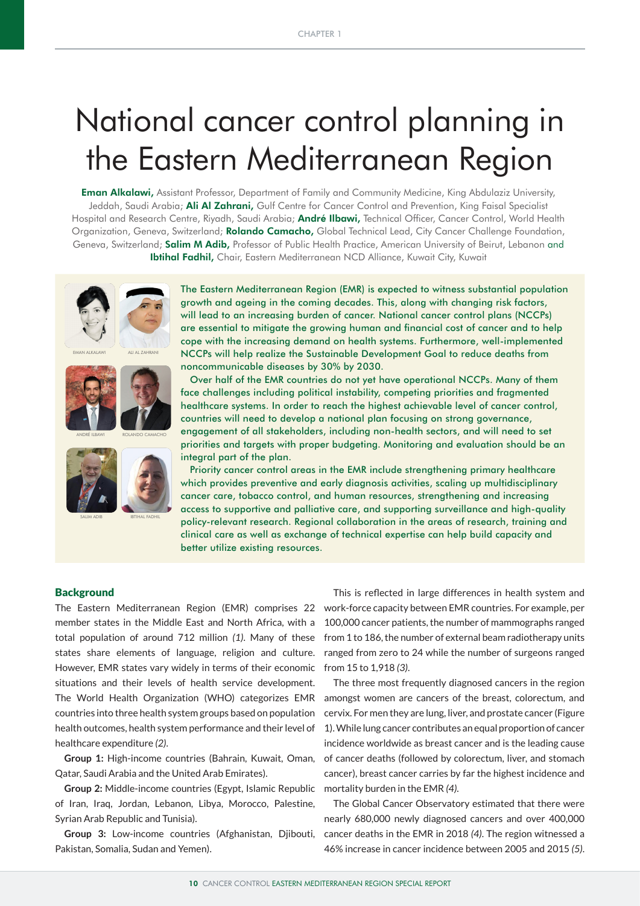# National cancer control planning in the Eastern Mediterranean Region

**Eman Alkalawi,** Assistant Professor, Department of Family and Community Medicine, King Abdulaziz University, Jeddah, Saudi Arabia; **Ali Al Zahrani,** Gulf Centre for Cancer Control and Prevention, King Faisal Specialist Hospital and Research Centre, Riyadh, Saudi Arabia; **André Ilbawi,** Technical Officer, Cancer Control, World Health Organization, Geneva, Switzerland; **Rolando Camacho,** Global Technical Lead, City Cancer Challenge Foundation, Geneva, Switzerland; **Salim M Adib,** Professor of Public Health Practice, American University of Beirut, Lebanon and **Ibtihal Fadhil,** Chair, Eastern Mediterranean NCD Alliance, Kuwait City, Kuwait

EMAN ALKALAWI ALI AL ZAHRANI ANDRÉ ILBAWI ROLANDO CAMACHO SALIM ADIB IBTIHAL FADHIL

The Eastern Mediterranean Region (EMR) is expected to witness substantial population growth and ageing in the coming decades. This, along with changing risk factors, will lead to an increasing burden of cancer. National cancer control plans (NCCPs) are essential to mitigate the growing human and financial cost of cancer and to help cope with the increasing demand on health systems. Furthermore, well-implemented NCCPs will help realize the Sustainable Development Goal to reduce deaths from noncommunicable diseases by 30% by 2030.

Over half of the EMR countries do not yet have operational NCCPs. Many of them face challenges including political instability, competing priorities and fragmented healthcare systems. In order to reach the highest achievable level of cancer control, countries will need to develop a national plan focusing on strong governance, engagement of all stakeholders, including non-health sectors, and will need to set priorities and targets with proper budgeting. Monitoring and evaluation should be an integral part of the plan.

Priority cancer control areas in the EMR include strengthening primary healthcare which provides preventive and early diagnosis activities, scaling up multidisciplinary cancer care, tobacco control, and human resources, strengthening and increasing access to supportive and palliative care, and supporting surveillance and high-quality policy-relevant research. Regional collaboration in the areas of research, training and clinical care as well as exchange of technical expertise can help build capacity and better utilize existing resources.

## Background

The Eastern Mediterranean Region (EMR) comprises 22 member states in the Middle East and North Africa, with a total population of around 712 million *(1)*. Many of these states share elements of language, religion and culture. However, EMR states vary widely in terms of their economic situations and their levels of health service development. The World Health Organization (WHO) categorizes EMR countries into three health system groups based on population health outcomes, health system performance and their level of healthcare expenditure *(2)*.

**Group 1:** High-income countries (Bahrain, Kuwait, Oman, Qatar, Saudi Arabia and the United Arab Emirates).

**Group 2:** Middle-income countries (Egypt, Islamic Republic of Iran, Iraq, Jordan, Lebanon, Libya, Morocco, Palestine, Syrian Arab Republic and Tunisia).

**Group 3:** Low-income countries (Afghanistan, Djibouti, Pakistan, Somalia, Sudan and Yemen).

This is reflected in large differences in health system and work-force capacity between EMR countries. For example, per 100,000 cancer patients, the number of mammographs ranged from 1 to 186, the number of external beam radiotherapy units ranged from zero to 24 while the number of surgeons ranged from 15 to 1,918 *(3)*.

The three most frequently diagnosed cancers in the region amongst women are cancers of the breast, colorectum, and cervix. For men they are lung, liver, and prostate cancer (Figure 1). While lung cancer contributes an equal proportion of cancer incidence worldwide as breast cancer and is the leading cause of cancer deaths (followed by colorectum, liver, and stomach cancer), breast cancer carries by far the highest incidence and mortality burden in the EMR *(4)*.

The Global Cancer Observatory estimated that there were nearly 680,000 newly diagnosed cancers and over 400,000 cancer deaths in the EMR in 2018 *(4)*. The region witnessed a 46% increase in cancer incidence between 2005 and 2015 *(5)*.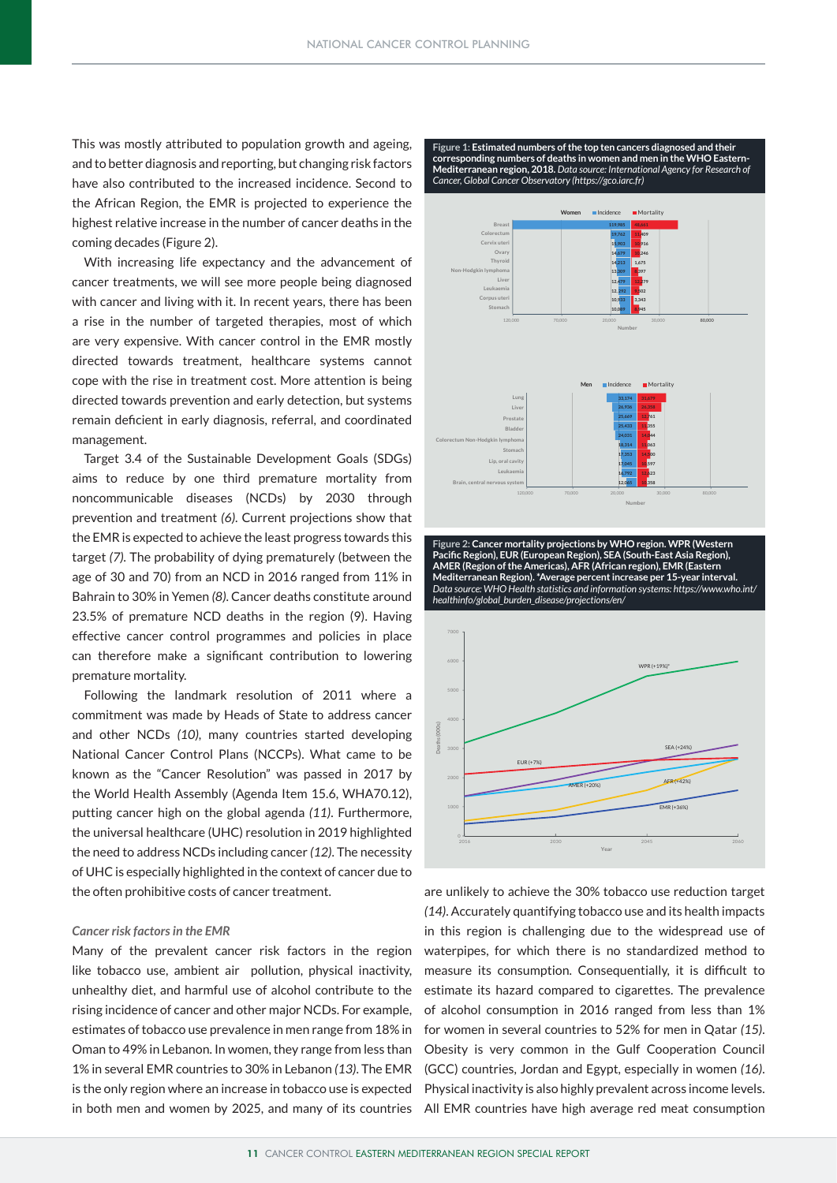This was mostly attributed to population growth and ageing, and to better diagnosis and reporting, but changing risk factors have also contributed to the increased incidence. Second to the African Region, the EMR is projected to experience the highest relative increase in the number of cancer deaths in the coming decades (Figure 2).

With increasing life expectancy and the advancement of cancer treatments, we will see more people being diagnosed with cancer and living with it. In recent years, there has been a rise in the number of targeted therapies, most of which are very expensive. With cancer control in the EMR mostly directed towards treatment, healthcare systems cannot cope with the rise in treatment cost. More attention is being directed towards prevention and early detection, but systems remain deficient in early diagnosis, referral, and coordinated management.

Target 3.4 of the Sustainable Development Goals (SDGs) aims to reduce by one third premature mortality from noncommunicable diseases (NCDs) by 2030 through prevention and treatment *(6)*. Current projections show that the EMR is expected to achieve the least progress towards this target *(7)*. The probability of dying prematurely (between the age of 30 and 70) from an NCD in 2016 ranged from 11% in Bahrain to 30% in Yemen *(8)*. Cancer deaths constitute around 23.5% of premature NCD deaths in the region (9). Having effective cancer control programmes and policies in place can therefore make a significant contribution to lowering premature mortality.

Following the landmark resolution of 2011 where a commitment was made by Heads of State to address cancer and other NCDs *(10)*, many countries started developing National Cancer Control Plans (NCCPs). What came to be known as the "Cancer Resolution" was passed in 2017 by the World Health Assembly (Agenda Item 15.6, WHA70.12), putting cancer high on the global agenda *(11)*. Furthermore, the universal healthcare (UHC) resolution in 2019 highlighted the need to address NCDs including cancer *(12)*. The necessity of UHC is especially highlighted in the context of cancer due to the often prohibitive costs of cancer treatment.

*Cancer risk factors in the EMR*

Many of the prevalent cancer risk factors in the region like tobacco use, ambient air pollution, physical inactivity, unhealthy diet, and harmful use of alcohol contribute to the rising incidence of cancer and other major NCDs. For example, estimates of tobacco use prevalence in men range from 18% in Oman to 49% in Lebanon. In women, they range from less than 1% in several EMR countries to 30% in Lebanon *(13)*. The EMR is the only region where an increase in tobacco use is expected in both men and women by 2025, and many of its countries are unlikely to achieve the 30% tobacco use reduction target *(14)*. Accurately quantifying tobacco use and its health impacts in this region is challenging due to the widespread use of waterpipes, for which there is no standardized method to measure its consumption. Consequentially, it is difficult to estimate its hazard compared to cigarettes. The prevalence of alcohol consumption in 2016 ranged from less than 1% for women in several countries to 52% for men in Qatar *(15)*. Obesity is very common in the Gulf Cooperation Council (GCC) countries, Jordan and Egypt, especially in women *(16)*. Physical inactivity is also highly prevalent across income levels. All EMR countries have high average red meat consumption

**Figure 1: Estimated numbers of the top ten cancers diagnosed in women and men and their corresponding numbers of deaths in women and men in the WHO Eastern-Mediterranean region, 2018.** *Data source: International Agency for Research of Cancer, Global Cancer Observatory (https://gco.iarc.fr)*

Women

| Cancer | Incidence | Mortality |
|---|---|---|
| Breast | 119,985 | 48,661 |
| Colorectum | 19,762 | 11,409 |
| Cervix uteri | 15,903 | 10,916 |
| Ovary | 14,679 | 10,246 |
| Thyroid | 14,253 | 1,675 |
| Non-Hodgkin lymphoma | 13,309 | 6,397 |
| Liver | 12,475 | 12,279 |
| Leukaemia | 12,292 | 9,302 |
| Corpus uteri | 10,933 | 3,343 |
| Stomach | 10,089 | 8,945 |

Men

| Cancer | Incidence | Mortality |
|---|---|---|
| Lung | 33,174 | 31,679 |
| Liver | 26,936 | 26,358 |
| Prostate | 25,669 | 13,761 |
| Bladder | 25,433 | 13,355 |
| Colorectum | 24,031 | 14,344 |
| Non-Hodgkin lymphoma | 18,314 | 11,063 |
| Stomach | 17,353 | 14,300 |
| Lip, oral cavity | 17,045 | 10,597 |
| Leukaemia | 16,792 | 13,123 |
| Brain, central nervous system | 12,065 | 10,358 |

**Figure 2: Cancer mortality projections by WHO region. WPR (Western Pacific Region), EUR (European Region), SEA (South-East Asia Region), AMER (Region of the Americas), AFR (African region), EMR (Eastern Mediterranean Region). *Average percent increase per 15-year interval.** *Data source: WHO Health statistics and information systems: https://www.who.int/healthinfo/global_burden_disease/projections/en/*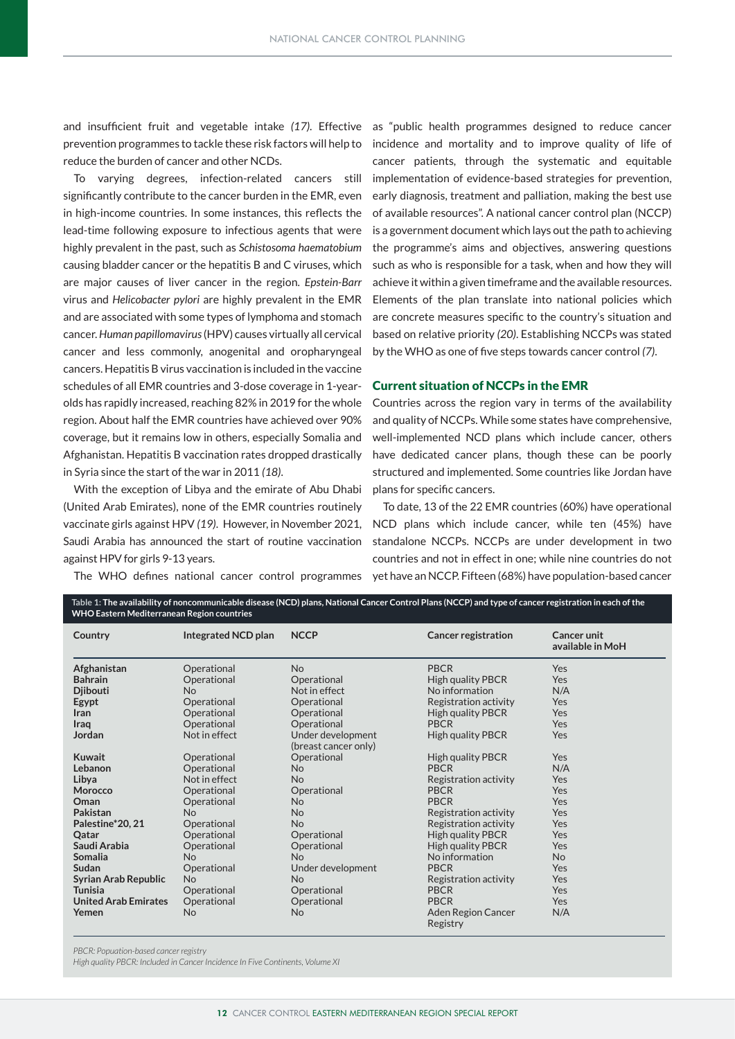and insufficient fruit and vegetable intake *(17)*. Effective prevention programmes to tackle these risk factors will help to reduce the burden of cancer and other NCDs.

To varying degrees, infection-related cancers still significantly contribute to the cancer burden in the EMR, even in high-income countries. In some instances, this reflects the lead-time following exposure to infectious agents that were highly prevalent in the past, such as *Schistosoma haematobium* causing bladder cancer or the hepatitis B and C viruses, which are major causes of liver cancer in the region. *Epstein-Barr* virus and *Helicobacter pylori* are highly prevalent in the EMR and are associated with some types of lymphoma and stomach cancer. *Human papillomavirus* (HPV) causes virtually all cervical cancer and less commonly, anogenital and oropharyngeal cancers. Hepatitis B virus vaccination is included in the vaccine schedules of all EMR countries and 3-dose coverage in 1-year-olds has rapidly increased, reaching 82% in 2019 for the whole region. About half the EMR countries have achieved over 90% coverage, but it remains low in others, especially Somalia and Afghanistan. Hepatitis B vaccination rates dropped drastically in Syria since the start of the war in 2011 *(18)*.

With the exception of Libya and the emirate of Abu Dhabi (United Arab Emirates), none of the EMR countries routinely vaccinate girls against HPV *(19)*. However, in November 2021, Saudi Arabia has announced the start of routine vaccination against HPV for girls 9-13 years.

The WHO defines national cancer control programmes as "public health programmes designed to reduce cancer incidence and mortality and to improve quality of life of cancer patients, through the systematic and equitable implementation of evidence-based strategies for prevention, early diagnosis, treatment and palliation, making the best use of available resources". A national cancer control plan (NCCP) is a government document which lays out the path to achieving the programme's aims and objectives, answering questions such as who is responsible for a task, when and how they will achieve it within a given timeframe and the available resources. Elements of the plan translate into national policies which are concrete measures specific to the country's situation and based on relative priority *(20)*. Establishing NCCPs was stated by the WHO as one of five steps towards cancer control *(7)*.

## Current situation of NCCPs in the EMR

Countries across the region vary in terms of the availability and quality of NCCPs. While some states have comprehensive, well-implemented NCD plans which include cancer, others have dedicated cancer plans, though these can be poorly structured and implemented. Some countries like Jordan have plans for specific cancers.

To date, 13 of the 22 EMR countries (60%) have operational NCD plans which include cancer, while ten (45%) have standalone NCCPs. NCCPs are under development in two countries and not in effect in one; while nine countries do not yet have an NCCP. Fifteen (68%) have population-based cancer

**Table 1: The availability of noncommunicable disease (NCD) plans, National Cancer Control Plans (NCCP) and type of cancer registration in each of the WHO Eastern Mediterranean Region countries**

| Country | Integrated NCD plan | NCCP | Cancer registration | Cancer unit available in MoH |
|---|---|---|---|---|
| **Afghanistan** | Operational | No | PBCR | Yes |
| **Bahrain** | Operational | Operational | High quality PBCR | Yes |
| **Djibouti** | No | Not in effect | No information | N/A |
| **Egypt** | Operational | Operational | Registration activity | Yes |
| **Iran** | Operational | Operational | High quality PBCR | Yes |
| **Iraq** | Operational | Operational | PBCR | Yes |
| **Jordan** | Not in effect | Under development (breast cancer only) | High quality PBCR | Yes |
| **Kuwait** | Operational | Operational | High quality PBCR | Yes |
| **Lebanon** | Operational | No | PBCR | N/A |
| **Libya** | Not in effect | No | Registration activity | Yes |
| **Morocco** | Operational | Operational | PBCR | Yes |
| **Oman** | Operational | No | PBCR | Yes |
| **Pakistan** | No | No | Registration activity | Yes |
| **Palestine*20, 21** | Operational | No | Registration activity | Yes |
| **Qatar** | Operational | Operational | High quality PBCR | Yes |
| **Saudi Arabia** | Operational | Operational | High quality PBCR | Yes |
| **Somalia** | No | No | No information | No |
| **Sudan** | Operational | Under development | PBCR | Yes |
| **Syrian Arab Republic** | No | No | Registration activity | Yes |
| **Tunisia** | Operational | Operational | PBCR | Yes |
| **United Arab Emirates** | Operational | Operational | PBCR | Yes |
| **Yemen** | No | No | Aden Region Cancer Registry | N/A |

*PBCR: Popuation-based cancer registry*
*High quality PBCR: Included in Cancer Incidence In Five Continents, Volume XI*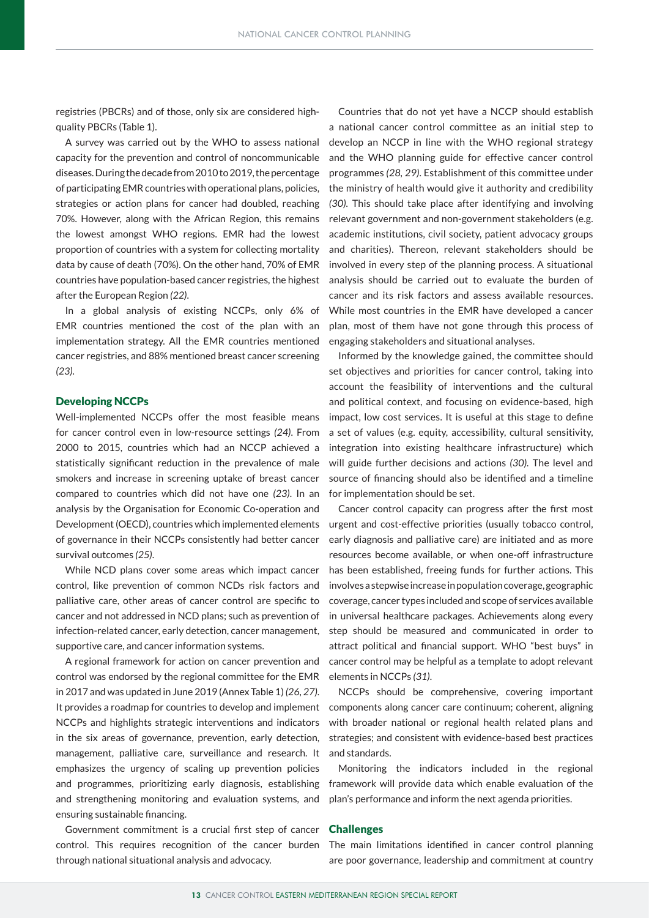registries (PBCRs) and of those, only six are considered high-quality PBCRs (Table 1).

A survey was carried out by the WHO to assess national capacity for the prevention and control of noncommunicable diseases. During the decade from 2010 to 2019, the percentage of participating EMR countries with operational plans, policies, strategies or action plans for cancer had doubled, reaching 70%. However, along with the African Region, this remains the lowest amongst WHO regions. EMR had the lowest proportion of countries with a system for collecting mortality data by cause of death (70%). On the other hand, 70% of EMR countries have population-based cancer registries, the highest after the European Region *(22)*.

In a global analysis of existing NCCPs, only 6% of EMR countries mentioned the cost of the plan with an implementation strategy. All the EMR countries mentioned cancer registries, and 88% mentioned breast cancer screening *(23)*.

## Developing NCCPs

Well-implemented NCCPs offer the most feasible means for cancer control even in low-resource settings *(24)*. From 2000 to 2015, countries which had an NCCP achieved a statistically significant reduction in the prevalence of male smokers and increase in screening uptake of breast cancer compared to countries which did not have one *(23)*. In an analysis by the Organisation for Economic Co-operation and Development (OECD), countries which implemented elements of governance in their NCCPs consistently had better cancer survival outcomes *(25)*.

While NCD plans cover some areas which impact cancer control, like prevention of common NCDs risk factors and palliative care, other areas of cancer control are specific to cancer and not addressed in NCD plans; such as prevention of infection-related cancer, early detection, cancer management, supportive care, and cancer information systems.

A regional framework for action on cancer prevention and control was endorsed by the regional committee for the EMR in 2017 and was updated in June 2019 (Annex Table 1) *(26, 27)*. It provides a roadmap for countries to develop and implement NCCPs and highlights strategic interventions and indicators in the six areas of governance, prevention, early detection, management, palliative care, surveillance and research. It emphasizes the urgency of scaling up prevention policies and programmes, prioritizing early diagnosis, establishing and strengthening monitoring and evaluation systems, and ensuring sustainable financing.

Government commitment is a crucial first step of cancer control. This requires recognition of the cancer burden through national situational analysis and advocacy.

Countries that do not yet have a NCCP should establish a national cancer control committee as an initial step to develop an NCCP in line with the WHO regional strategy and the WHO planning guide for effective cancer control programmes *(28, 29)*. Establishment of this committee under the ministry of health would give it authority and credibility *(30)*. This should take place after identifying and involving relevant government and non-government stakeholders (e.g. academic institutions, civil society, patient advocacy groups and charities). Thereon, relevant stakeholders should be involved in every step of the planning process. A situational analysis should be carried out to evaluate the burden of cancer and its risk factors and assess available resources. While most countries in the EMR have developed a cancer plan, most of them have not gone through this process of engaging stakeholders and situational analyses.

Informed by the knowledge gained, the committee should set objectives and priorities for cancer control, taking into account the feasibility of interventions and the cultural and political context, and focusing on evidence-based, high impact, low cost services. It is useful at this stage to define a set of values (e.g. equity, accessibility, cultural sensitivity, integration into existing healthcare infrastructure) which will guide further decisions and actions *(30)*. The level and source of financing should also be identified and a timeline for implementation should be set.

Cancer control capacity can progress after the first most urgent and cost-effective priorities (usually tobacco control, early diagnosis and palliative care) are initiated and as more resources become available, or when one-off infrastructure has been established, freeing funds for further actions. This involves a stepwise increase in population coverage, geographic coverage, cancer types included and scope of services available in universal healthcare packages. Achievements along every step should be measured and communicated in order to attract political and financial support. WHO "best buys" in cancer control may be helpful as a template to adopt relevant elements in NCCPs *(31)*.

NCCPs should be comprehensive, covering important components along cancer care continuum; coherent, aligning with broader national or regional health related plans and strategies; and consistent with evidence-based best practices and standards.

Monitoring the indicators included in the regional framework will provide data which enable evaluation of the plan's performance and inform the next agenda priorities.

## Challenges

The main limitations identified in cancer control planning are poor governance, leadership and commitment at country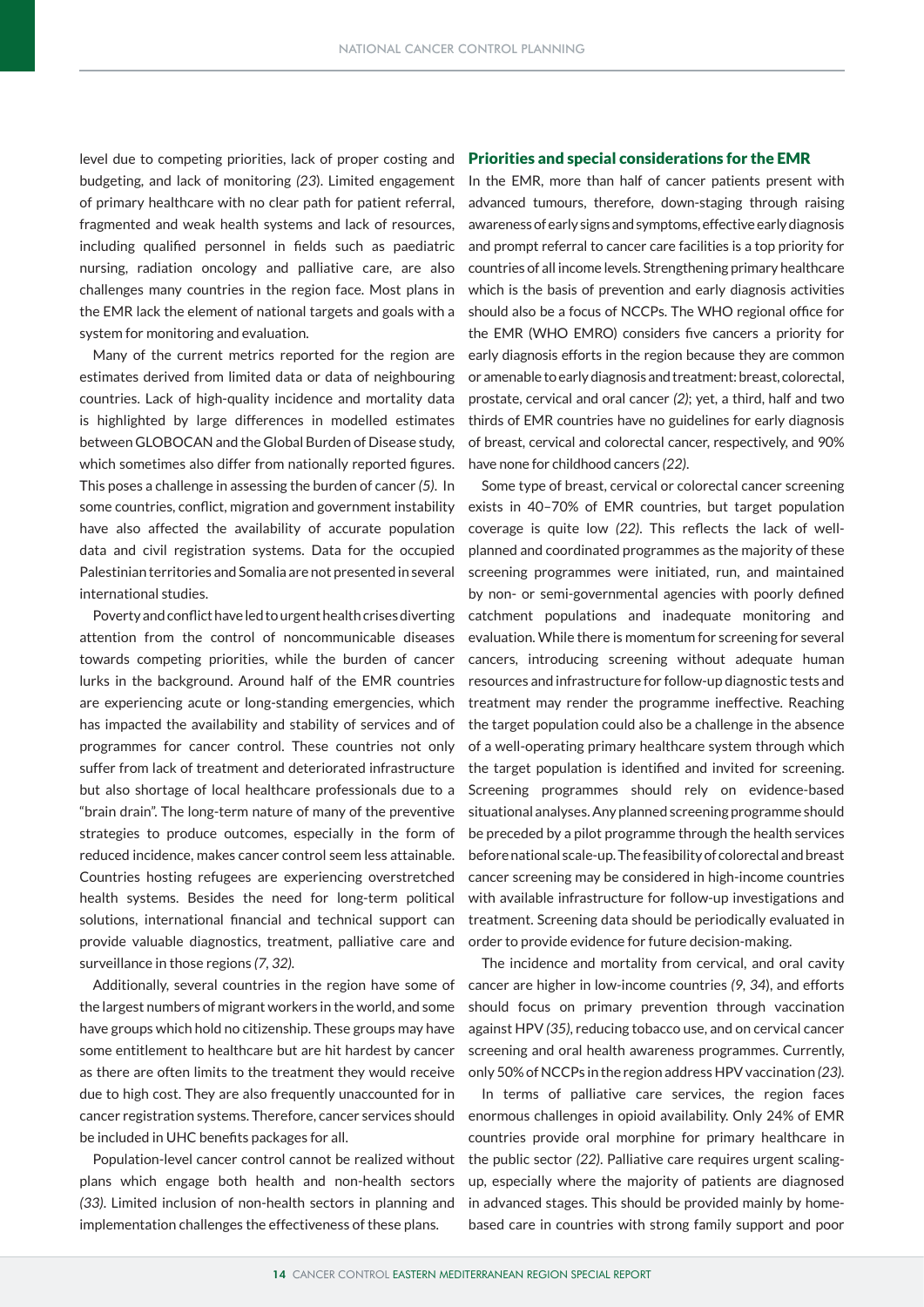level due to competing priorities, lack of proper costing and budgeting, and lack of monitoring *(23)*. Limited engagement of primary healthcare with no clear path for patient referral, fragmented and weak health systems and lack of resources, including qualified personnel in fields such as paediatric nursing, radiation oncology and palliative care, are also challenges many countries in the region face. Most plans in the EMR lack the element of national targets and goals with a system for monitoring and evaluation.

Many of the current metrics reported for the region are estimates derived from limited data or data of neighbouring countries. Lack of high-quality incidence and mortality data is highlighted by large differences in modelled estimates between GLOBOCAN and the Global Burden of Disease study, which sometimes also differ from nationally reported figures. This poses a challenge in assessing the burden of cancer *(5)*. In some countries, conflict, migration and government instability have also affected the availability of accurate population data and civil registration systems. Data for the occupied Palestinian territories and Somalia are not presented in several international studies.

Poverty and conflict have led to urgent health crises diverting attention from the control of noncommunicable diseases towards competing priorities, while the burden of cancer lurks in the background. Around half of the EMR countries are experiencing acute or long-standing emergencies, which has impacted the availability and stability of services and of programmes for cancer control. These countries not only suffer from lack of treatment and deteriorated infrastructure but also shortage of local healthcare professionals due to a "brain drain". The long-term nature of many of the preventive strategies to produce outcomes, especially in the form of reduced incidence, makes cancer control seem less attainable. Countries hosting refugees are experiencing overstretched health systems. Besides the need for long-term political solutions, international financial and technical support can provide valuable diagnostics, treatment, palliative care and surveillance in those regions *(7, 32)*.

Additionally, several countries in the region have some of the largest numbers of migrant workers in the world, and some have groups which hold no citizenship. These groups may have some entitlement to healthcare but are hit hardest by cancer as there are often limits to the treatment they would receive due to high cost. They are also frequently unaccounted for in cancer registration systems. Therefore, cancer services should be included in UHC benefits packages for all.

Population-level cancer control cannot be realized without plans which engage both health and non-health sectors *(33)*. Limited inclusion of non-health sectors in planning and implementation challenges the effectiveness of these plans.

## Priorities and special considerations for the EMR

In the EMR, more than half of cancer patients present with advanced tumours, therefore, down-staging through raising awareness of early signs and symptoms, effective early diagnosis and prompt referral to cancer care facilities is a top priority for countries of all income levels. Strengthening primary healthcare which is the basis of prevention and early diagnosis activities should also be a focus of NCCPs. The WHO regional office for the EMR (WHO EMRO) considers five cancers a priority for early diagnosis efforts in the region because they are common or amenable to early diagnosis and treatment: breast, colorectal, prostate, cervical and oral cancer *(2)*; yet, a third, half and two thirds of EMR countries have no guidelines for early diagnosis of breast, cervical and colorectal cancer, respectively, and 90% have none for childhood cancers *(22)*.

Some type of breast, cervical or colorectal cancer screening exists in 40–70% of EMR countries, but target population coverage is quite low *(22)*. This reflects the lack of well-planned and coordinated programmes as the majority of these screening programmes were initiated, run, and maintained by non- or semi-governmental agencies with poorly defined catchment populations and inadequate monitoring and evaluation. While there is momentum for screening for several cancers, introducing screening without adequate human resources and infrastructure for follow-up diagnostic tests and treatment may render the programme ineffective. Reaching the target population could also be a challenge in the absence of a well-operating primary healthcare system through which the target population is identified and invited for screening. Screening programmes should rely on evidence-based situational analyses. Any planned screening programme should be preceded by a pilot programme through the health services before national scale-up. The feasibility of colorectal and breast cancer screening may be considered in high-income countries with available infrastructure for follow-up investigations and treatment. Screening data should be periodically evaluated in order to provide evidence for future decision-making.

The incidence and mortality from cervical, and oral cavity cancer are higher in low-income countries *(9, 34)*, and efforts should focus on primary prevention through vaccination against HPV *(35)*, reducing tobacco use, and on cervical cancer screening and oral health awareness programmes. Currently, only 50% of NCCPs in the region address HPV vaccination *(23)*.

In terms of palliative care services, the region faces enormous challenges in opioid availability. Only 24% of EMR countries provide oral morphine for primary healthcare in the public sector *(22)*. Palliative care requires urgent scaling-up, especially where the majority of patients are diagnosed in advanced stages. This should be provided mainly by home-based care in countries with strong family support and poor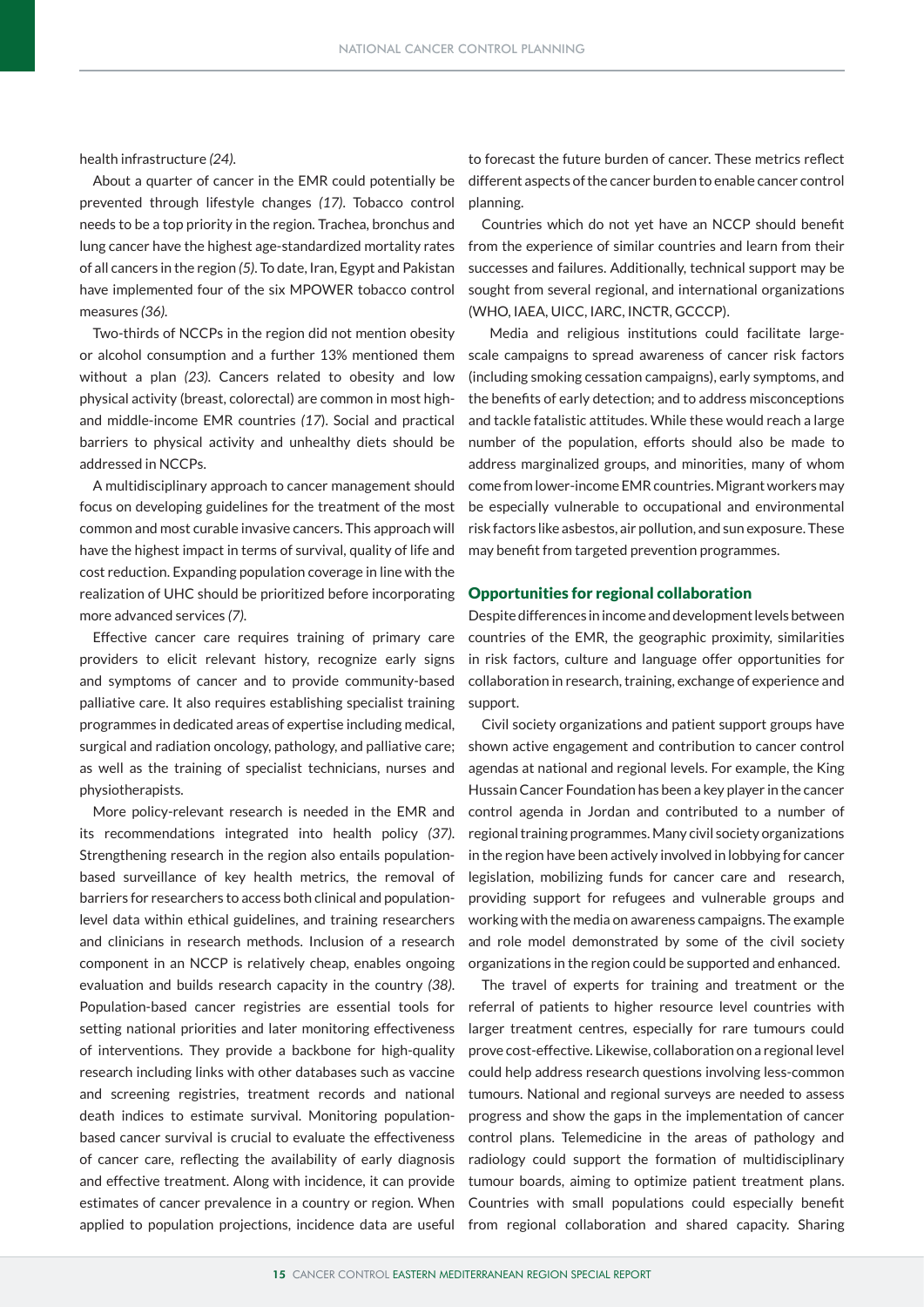health infrastructure *(24)*.

About a quarter of cancer in the EMR could potentially be prevented through lifestyle changes *(17)*. Tobacco control needs to be a top priority in the region. Trachea, bronchus and lung cancer have the highest age-standardized mortality rates of all cancers in the region *(5)*. To date, Iran, Egypt and Pakistan have implemented four of the six MPOWER tobacco control measures *(36)*.

Two-thirds of NCCPs in the region did not mention obesity or alcohol consumption and a further 13% mentioned them without a plan *(23)*. Cancers related to obesity and low physical activity (breast, colorectal) are common in most high- and middle-income EMR countries *(17)*. Social and practical barriers to physical activity and unhealthy diets should be addressed in NCCPs.

A multidisciplinary approach to cancer management should focus on developing guidelines for the treatment of the most common and most curable invasive cancers. This approach will have the highest impact in terms of survival, quality of life and cost reduction. Expanding population coverage in line with the realization of UHC should be prioritized before incorporating more advanced services *(7)*.

Effective cancer care requires training of primary care providers to elicit relevant history, recognize early signs and symptoms of cancer and to provide community-based palliative care. It also requires establishing specialist training programmes in dedicated areas of expertise including medical, surgical and radiation oncology, pathology, and palliative care; as well as the training of specialist technicians, nurses and physiotherapists.

More policy-relevant research is needed in the EMR and its recommendations integrated into health policy *(37)*. Strengthening research in the region also entails population-based surveillance of key health metrics, the removal of barriers for researchers to access both clinical and population-level data within ethical guidelines, and training researchers and clinicians in research methods. Inclusion of a research component in an NCCP is relatively cheap, enables ongoing evaluation and builds research capacity in the country *(38)*. Population-based cancer registries are essential tools for setting national priorities and later monitoring effectiveness of interventions. They provide a backbone for high-quality research including links with other databases such as vaccine and screening registries, treatment records and national death indices to estimate survival. Monitoring population-based cancer survival is crucial to evaluate the effectiveness of cancer care, reflecting the availability of early diagnosis and effective treatment. Along with incidence, it can provide estimates of cancer prevalence in a country or region. When applied to population projections, incidence data are useful to forecast the future burden of cancer. These metrics reflect different aspects of the cancer burden to enable cancer control planning.

Countries which do not yet have an NCCP should benefit from the experience of similar countries and learn from their successes and failures. Additionally, technical support may be sought from several regional, and international organizations (WHO, IAEA, UICC, IARC, INCTR, GCCCP).

Media and religious institutions could facilitate large-scale campaigns to spread awareness of cancer risk factors (including smoking cessation campaigns), early symptoms, and the benefits of early detection; and to address misconceptions and tackle fatalistic attitudes. While these would reach a large number of the population, efforts should also be made to address marginalized groups, and minorities, many of whom come from lower-income EMR countries. Migrant workers may be especially vulnerable to occupational and environmental risk factors like asbestos, air pollution, and sun exposure. These may benefit from targeted prevention programmes.

## Opportunities for regional collaboration

Despite differences in income and development levels between countries of the EMR, the geographic proximity, similarities in risk factors, culture and language offer opportunities for collaboration in research, training, exchange of experience and support.

Civil society organizations and patient support groups have shown active engagement and contribution to cancer control agendas at national and regional levels. For example, the King Hussain Cancer Foundation has been a key player in the cancer control agenda in Jordan and contributed to a number of regional training programmes. Many civil society organizations in the region have been actively involved in lobbying for cancer legislation, mobilizing funds for cancer care and research, providing support for refugees and vulnerable groups and working with the media on awareness campaigns. The example and role model demonstrated by some of the civil society organizations in the region could be supported and enhanced.

The travel of experts for training and treatment or the referral of patients to higher resource level countries with larger treatment centres, especially for rare tumours could prove cost-effective. Likewise, collaboration on a regional level could help address research questions involving less-common tumours. National and regional surveys are needed to assess progress and show the gaps in the implementation of cancer control plans. Telemedicine in the areas of pathology and radiology could support the formation of multidisciplinary tumour boards, aiming to optimize patient treatment plans. Countries with small populations could especially benefit from regional collaboration and shared capacity. Sharing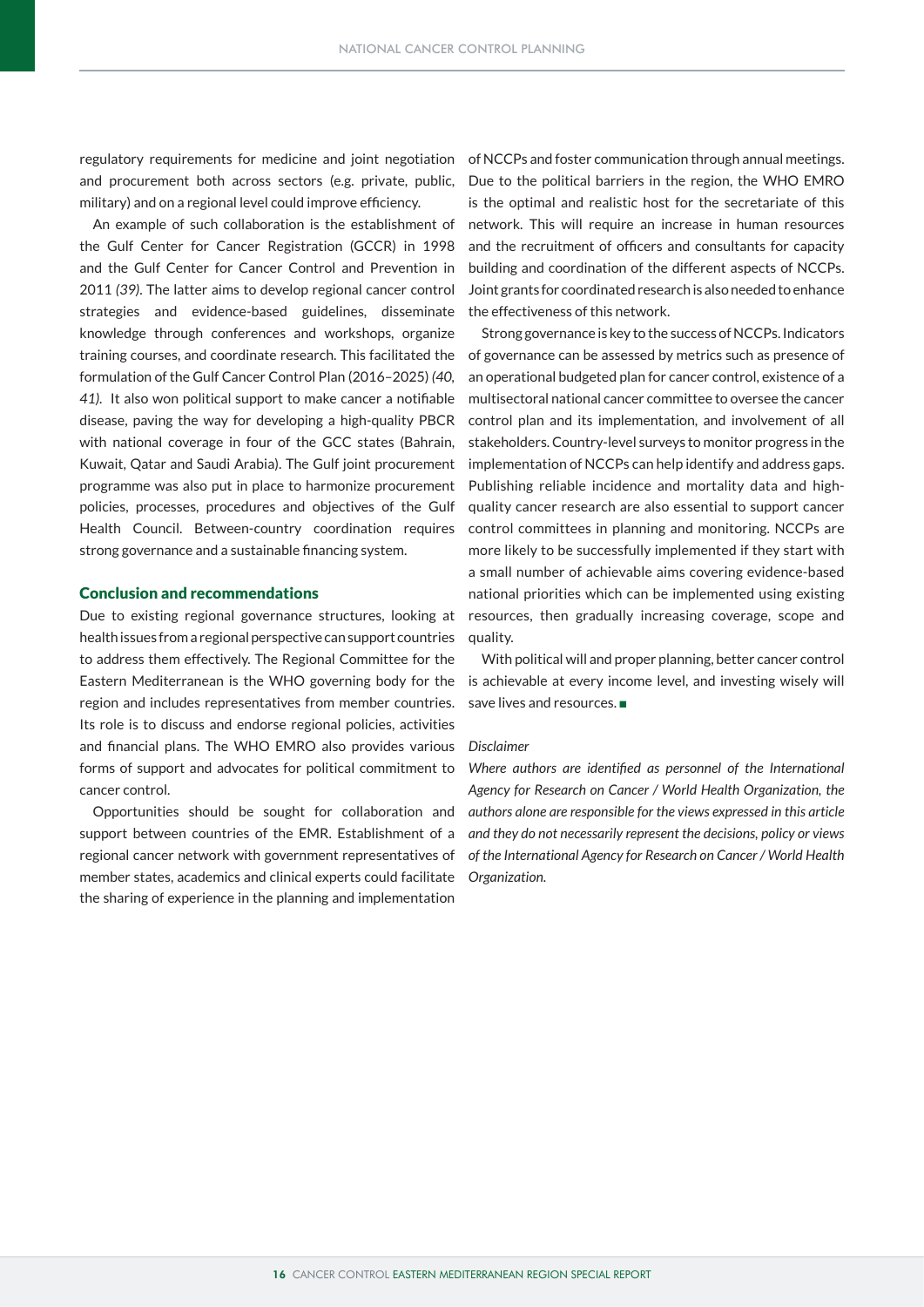regulatory requirements for medicine and joint negotiation and procurement both across sectors (e.g. private, public, military) and on a regional level could improve efficiency.

An example of such collaboration is the establishment of the Gulf Center for Cancer Registration (GCCR) in 1998 and the Gulf Center for Cancer Control and Prevention in 2011 *(39)*. The latter aims to develop regional cancer control strategies and evidence-based guidelines, disseminate knowledge through conferences and workshops, organize training courses, and coordinate research. This facilitated the formulation of the Gulf Cancer Control Plan (2016–2025) *(40, 41)*. It also won political support to make cancer a notifiable disease, paving the way for developing a high-quality PBCR with national coverage in four of the GCC states (Bahrain, Kuwait, Qatar and Saudi Arabia). The Gulf joint procurement programme was also put in place to harmonize procurement policies, processes, procedures and objectives of the Gulf Health Council. Between-country coordination requires strong governance and a sustainable financing system.

## Conclusion and recommendations

Due to existing regional governance structures, looking at health issues from a regional perspective can support countries to address them effectively. The Regional Committee for the Eastern Mediterranean is the WHO governing body for the region and includes representatives from member countries. Its role is to discuss and endorse regional policies, activities and financial plans. The WHO EMRO also provides various forms of support and advocates for political commitment to cancer control.

Opportunities should be sought for collaboration and support between countries of the EMR. Establishment of a regional cancer network with government representatives of member states, academics and clinical experts could facilitate the sharing of experience in the planning and implementation of NCCPs and foster communication through annual meetings. Due to the political barriers in the region, the WHO EMRO is the optimal and realistic host for the secretariate of this network. This will require an increase in human resources and the recruitment of officers and consultants for capacity building and coordination of the different aspects of NCCPs. Joint grants for coordinated research is also needed to enhance the effectiveness of this network.

Strong governance is key to the success of NCCPs. Indicators of governance can be assessed by metrics such as presence of an operational budgeted plan for cancer control, existence of a multisectoral national cancer committee to oversee the cancer control plan and its implementation, and involvement of all stakeholders. Country-level surveys to monitor progress in the implementation of NCCPs can help identify and address gaps. Publishing reliable incidence and mortality data and high-quality cancer research are also essential to support cancer control committees in planning and monitoring. NCCPs are more likely to be successfully implemented if they start with a small number of achievable aims covering evidence-based national priorities which can be implemented using existing resources, then gradually increasing coverage, scope and quality.

With political will and proper planning, better cancer control is achievable at every income level, and investing wisely will save lives and resources. ■

*Disclaimer*

*Where authors are identified as personnel of the International Agency for Research on Cancer / World Health Organization, the authors alone are responsible for the views expressed in this article and they do not necessarily represent the decisions, policy or views of the International Agency for Research on Cancer / World Health Organization.*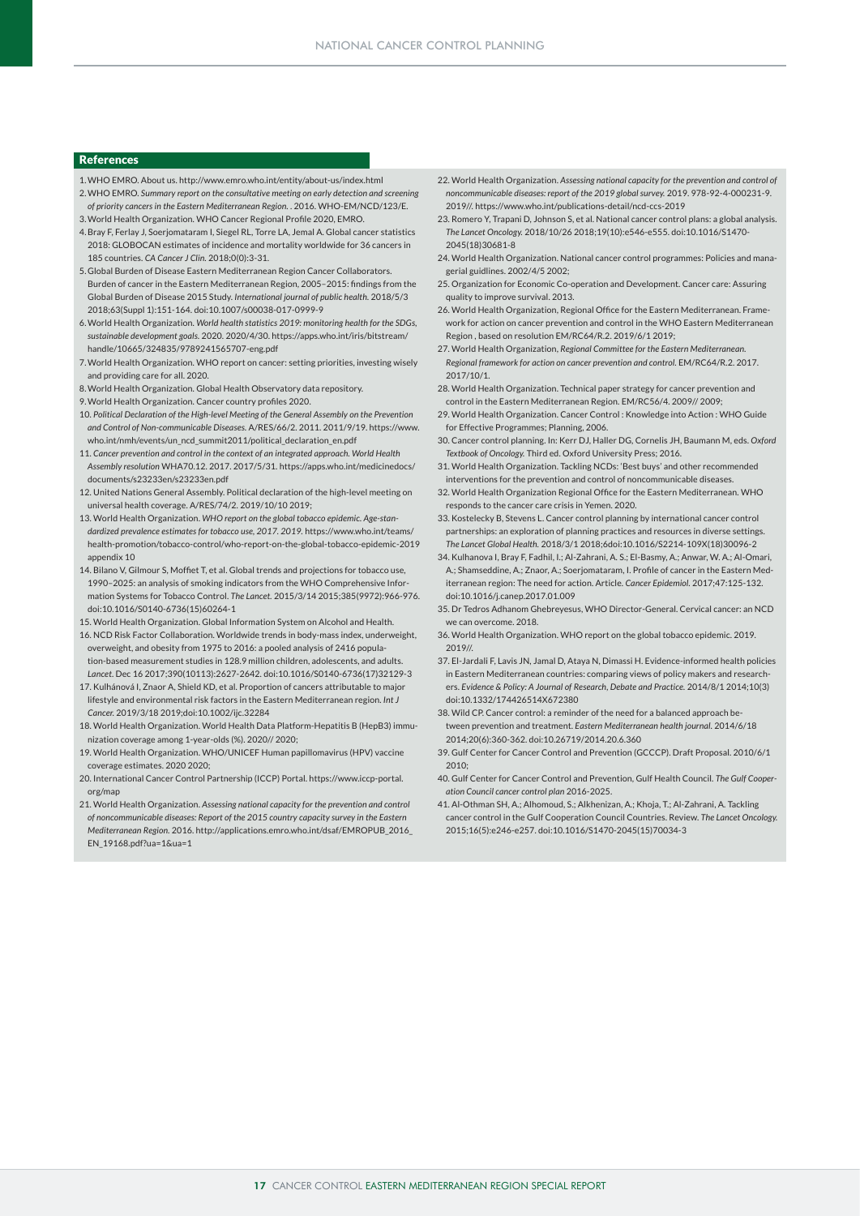## References

1. WHO EMRO. About us. http://www.emro.who.int/entity/about-us/index.html
2. WHO EMRO. *Summary report on the consultative meeting on early detection and screening of priority cancers in the Eastern Mediterranean Region.* . 2016. WHO-EM/NCD/123/E.
3. World Health Organization. WHO Cancer Regional Profile 2020, EMRO.
4. Bray F, Ferlay J, Soerjomataram I, Siegel RL, Torre LA, Jemal A. Global cancer statistics 2018: GLOBOCAN estimates of incidence and mortality worldwide for 36 cancers in 185 countries. *CA Cancer J Clin.* 2018;0(0):3-31.
5. Global Burden of Disease Eastern Mediterranean Region Cancer Collaborators. Burden of cancer in the Eastern Mediterranean Region, 2005–2015: findings from the Global Burden of Disease 2015 Study. *International journal of public health.* 2018/5/3 2018;63(Suppl 1):151-164. doi:10.1007/s00038-017-0999-9
6. World Health Organization. *World health statistics 2019: monitoring health for the SDGs, sustainable development goals.* 2020. 2020/4/30. https://apps.who.int/iris/bitstream/handle/10665/324835/9789241565707-eng.pdf
7. World Health Organization. WHO report on cancer: setting priorities, investing wisely and providing care for all. 2020.
8. World Health Organization. Global Health Observatory data repository.
9. World Health Organization. Cancer country profiles 2020.
10. *Political Declaration of the High-level Meeting of the General Assembly on the Prevention and Control of Non-communicable Diseases.* A/RES/66/2. 2011. 2011/9/19. https://www.who.int/nmh/events/un_ncd_summit2011/political_declaration_en.pdf
11. *Cancer prevention and control in the context of an integrated approach. World Health Assembly resolution* WHA70.12. 2017. 2017/5/31. https://apps.who.int/medicinedocs/documents/s23233en/s23233en.pdf
12. United Nations General Assembly. Political declaration of the high-level meeting on universal health coverage. A/RES/74/2. 2019/10/10 2019;
13. World Health Organization. *WHO report on the global tobacco epidemic. Age-standardized prevalence estimates for tobacco use, 2017. 2019.* https://www.who.int/teams/health-promotion/tobacco-control/who-report-on-the-global-tobacco-epidemic-2019 appendix 10
14. Bilano V, Gilmour S, Moffiet T, et al. Global trends and projections for tobacco use, 1990–2025: an analysis of smoking indicators from the WHO Comprehensive Information Systems for Tobacco Control. *The Lancet.* 2015/3/14 2015;385(9972):966-976. doi:10.1016/S0140-6736(15)60264-1
15. World Health Organization. Global Information System on Alcohol and Health.
16. NCD Risk Factor Collaboration. Worldwide trends in body-mass index, underweight, overweight, and obesity from 1975 to 2016: a pooled analysis of 2416 population-based measurement studies in 128.9 million children, adolescents, and adults. *Lancet.* Dec 16 2017;390(10113):2627-2642. doi:10.1016/S0140-6736(17)32129-3
17. Kulhánová I, Znaor A, Shield KD, et al. Proportion of cancers attributable to major lifestyle and environmental risk factors in the Eastern Mediterranean region. *Int J Cancer.* 2019/3/18 2019;doi:10.1002/ijc.32284
18. World Health Organization. World Health Data Platform-Hepatitis B (HepB3) immunization coverage among 1-year-olds (%). 2020// 2020;
19. World Health Organization. WHO/UNICEF Human papillomavirus (HPV) vaccine coverage estimates. 2020 2020;
20. International Cancer Control Partnership (ICCP) Portal. https://www.iccp-portal.org/map
21. World Health Organization. *Assessing national capacity for the prevention and control of noncommunicable diseases: Report of the 2015 country capacity survey in the Eastern Mediterranean Region.* 2016. http://applications.emro.who.int/dsaf/EMROPUB_2016_EN_19168.pdf?ua=1&ua=1
22. World Health Organization. *Assessing national capacity for the prevention and control of noncommunicable diseases: report of the 2019 global survey.* 2019. 978-92-4-000231-9. 2019//. https://www.who.int/publications-detail/ncd-ccs-2019
23. Romero Y, Trapani D, Johnson S, et al. National cancer control plans: a global analysis. *The Lancet Oncology.* 2018/10/26 2018;19(10):e546-e555. doi:10.1016/S1470-2045(18)30681-8
24. World Health Organization. National cancer control programmes: Policies and managerial guidlines. 2002/4/5 2002;
25. Organization for Economic Co-operation and Development. Cancer care: Assuring quality to improve survival. 2013.
26. World Health Organization, Regional Office for the Eastern Mediterranean. Framework for action on cancer prevention and control in the WHO Eastern Mediterranean Region , based on resolution EM/RC64/R.2. 2019/6/1 2019;
27. World Health Organization, *Regional Committee for the Eastern Mediterranean. Regional framework for action on cancer prevention and control.* EM/RC64/R.2. 2017. 2017/10/1.
28. World Health Organization. Technical paper strategy for cancer prevention and control in the Eastern Mediterranean Region. EM/RC56/4. 2009// 2009;
29. World Health Organization. Cancer Control : Knowledge into Action : WHO Guide for Effective Programmes; Planning, 2006.
30. Cancer control planning. In: Kerr DJ, Haller DG, Cornelis JH, Baumann M, eds. *Oxford Textbook of Oncology.* Third ed. Oxford University Press; 2016.
31. World Health Organization. Tackling NCDs: 'Best buys' and other recommended interventions for the prevention and control of noncommunicable diseases.
32. World Health Organization Regional Office for the Eastern Mediterranean. WHO responds to the cancer care crisis in Yemen. 2020.
33. Kostelecky B, Stevens L. Cancer control planning by international cancer control partnerships: an exploration of planning practices and resources in diverse settings. *The Lancet Global Health.* 2018/3/1 2018;6doi:10.1016/S2214-109X(18)30096-2
34. Kulhanova I, Bray F, Fadhil, I.; Al-Zahrani, A. S.; El-Basmy, A.; Anwar, W. A.; Al-Omari, A.; Shamseddine, A.; Znaor, A.; Soerjomataram, I. Profile of cancer in the Eastern Mediterranean region: The need for action. Article. *Cancer Epidemiol.* 2017;47:125-132. doi:10.1016/j.canep.2017.01.009
35. Dr Tedros Adhanom Ghebreyesus, WHO Director-General. Cervical cancer: an NCD we can overcome. 2018.
36. World Health Organization. WHO report on the global tobacco epidemic. 2019. 2019//.
37. El-Jardali F, Lavis JN, Jamal D, Ataya N, Dimassi H. Evidence-informed health policies in Eastern Mediterranean countries: comparing views of policy makers and researchers. *Evidence & Policy: A Journal of Research, Debate and Practice.* 2014/8/1 2014;10(3) doi:10.1332/174426514X672380
38. Wild CP. Cancer control: a reminder of the need for a balanced approach between prevention and treatment. *Eastern Mediterranean health journal.* 2014/6/18 2014;20(6):360-362. doi:10.26719/2014.20.6.360
39. Gulf Center for Cancer Control and Prevention (GCCCP). Draft Proposal. 2010/6/1 2010;
40. Gulf Center for Cancer Control and Prevention, Gulf Health Council. *The Gulf Cooperation Council cancer control plan* 2016-2025.
41. Al-Othman SH, A.; Alhomoud, S.; Alkhenizan, A.; Khoja, T.; Al-Zahrani, A. Tackling cancer control in the Gulf Cooperation Council Countries. Review. *The Lancet Oncology.* 2015;16(5):e246-e257. doi:10.1016/S1470-2045(15)70034-3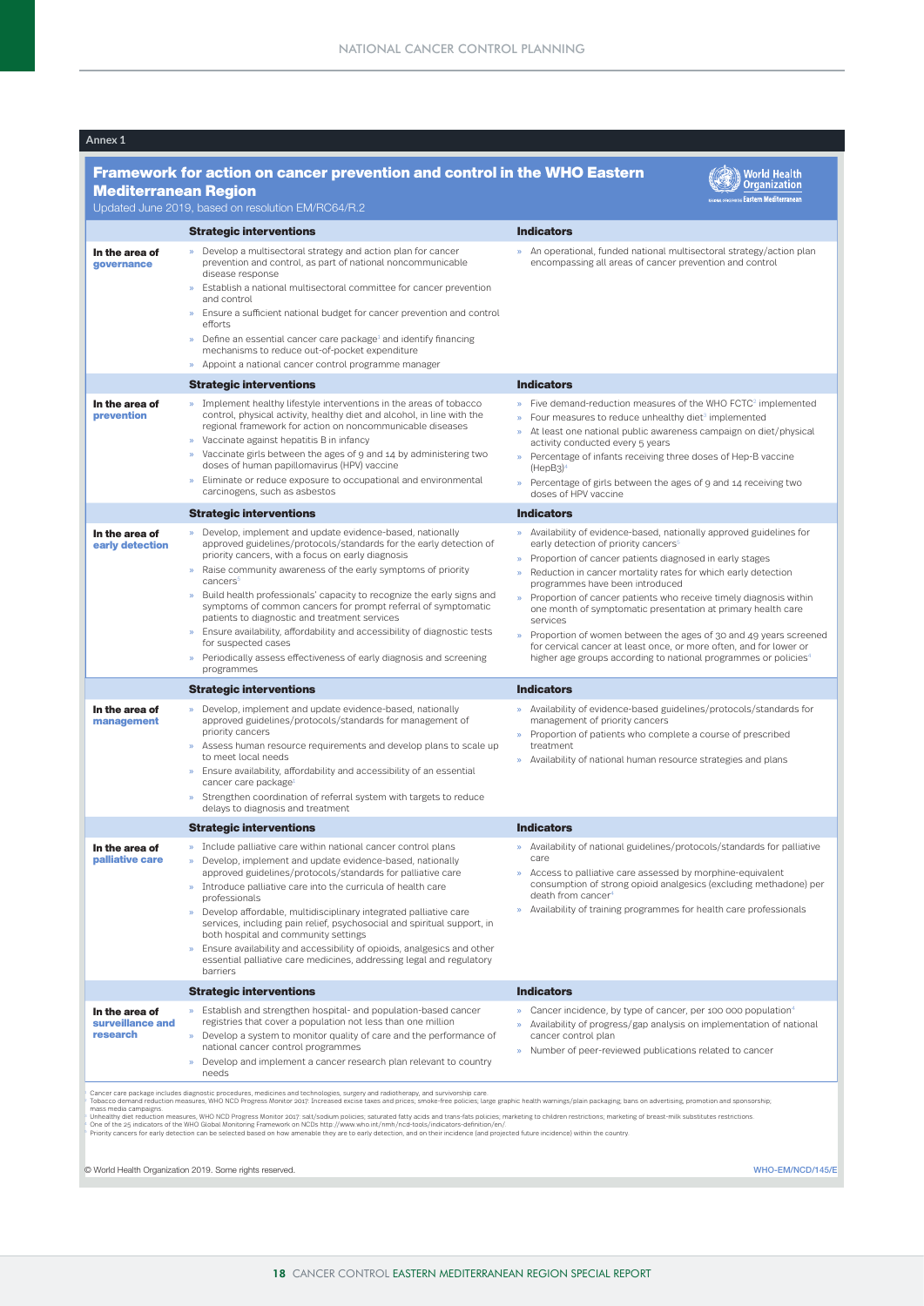## Annex 1

### Framework for action on cancer prevention and control in the WHO Eastern Mediterranean Region

Updated June 2019, based on resolution EM/RC64/R.2

| | Strategic interventions | Indicators |
|---|---|---|
| **In the area of governance** | » Develop a multisectoral strategy and action plan for cancer prevention and control, as part of national noncommunicable disease response<br>» Establish a national multisectoral committee for cancer prevention and control<br>» Ensure a sufficient national budget for cancer prevention and control efforts<br>» Define an essential cancer care package[1] and identify financing mechanisms to reduce out-of-pocket expenditure<br>» Appoint a national cancer control programme manager | » An operational, funded national multisectoral strategy/action plan encompassing all areas of cancer prevention and control |
| | **Strategic interventions** | **Indicators** |
| **In the area of prevention** | » Implement healthy lifestyle interventions in the areas of tobacco control, physical activity, healthy diet and alcohol, in line with the regional framework for action on noncommunicable diseases<br>» Vaccinate against hepatitis B in infancy<br>» Vaccinate girls between the ages of 9 and 14 by administering two doses of human papillomavirus (HPV) vaccine<br>» Eliminate or reduce exposure to occupational and environmental carcinogens, such as asbestos | » Five demand-reduction measures of the WHO FCTC[2] implemented<br>» Four measures to reduce unhealthy diet[3] implemented<br>» At least one national public awareness campaign on diet/physical activity conducted every 5 years<br>» Percentage of infants receiving three doses of Hep-B vaccine (HepB3)[4]<br>» Percentage of girls between the ages of 9 and 14 receiving two doses of HPV vaccine |
| | **Strategic interventions** | **Indicators** |
| **In the area of early detection** | » Develop, implement and update evidence-based, nationally approved guidelines/protocols/standards for the early detection of priority cancers, with a focus on early diagnosis<br>» Raise community awareness of the early symptoms of priority cancers[5]<br>» Build health professionals' capacity to recognize the early signs and symptoms of common cancers for prompt referral of symptomatic patients to diagnostic and treatment services<br>» Ensure availability, affordability and accessibility of diagnostic tests for suspected cases<br>» Periodically assess effectiveness of early diagnosis and screening programmes | » Availability of evidence-based, nationally approved guidelines for early detection of priority cancers[5]<br>» Proportion of cancer patients diagnosed in early stages<br>» Reduction in cancer mortality rates for which early detection programmes have been introduced<br>» Proportion of cancer patients who receive timely diagnosis within one month of symptomatic presentation at primary health care services<br>» Proportion of women between the ages of 30 and 49 years screened for cervical cancer at least once, or more often, and for lower or higher age groups according to national programmes or policies[4] |
| | **Strategic interventions** | **Indicators** |
| **In the area of management** | » Develop, implement and update evidence-based, nationally approved guidelines/protocols/standards for management of priority cancers<br>» Assess human resource requirements and develop plans to scale up to meet local needs<br>» Ensure availability, affordability and accessibility of an essential cancer care package[1]<br>» Strengthen coordination of referral system with targets to reduce delays to diagnosis and treatment | » Availability of evidence-based guidelines/protocols/standards for management of priority cancers<br>» Proportion of patients who complete a course of prescribed treatment<br>» Availability of national human resource strategies and plans |
| | **Strategic interventions** | **Indicators** |
| **In the area of palliative care** | » Include palliative care within national cancer control plans<br>» Develop, implement and update evidence-based, nationally approved guidelines/protocols/standards for palliative care<br>» Introduce palliative care into the curricula of health care professionals<br>» Develop affordable, multidisciplinary integrated palliative care services, including pain relief, psychosocial and spiritual support, in both hospital and community settings<br>» Ensure availability and accessibility of opioids, analgesics and other essential palliative care medicines, addressing legal and regulatory barriers | » Availability of national guidelines/protocols/standards for palliative care<br>» Access to palliative care assessed by morphine-equivalent consumption of strong opioid analgesics (excluding methadone) per death from cancer[4]<br>» Availability of training programmes for health care professionals |
| | **Strategic interventions** | **Indicators** |
| **In the area of surveillance and research** | » Establish and strengthen hospital- and population-based cancer registries that cover a population not less than one million<br>» Develop a system to monitor quality of care and the performance of national cancer control programmes<br>» Develop and implement a cancer research plan relevant to country needs | » Cancer incidence, by type of cancer, per 100 000 population[4]<br>» Availability of progress/gap analysis on implementation of national cancer control plan<br>» Number of peer-reviewed publications related to cancer |

[1] Cancer care package includes diagnostic procedures, medicines and technologies, surgery and radiotherapy, and survivorship care.
[2] Tobacco demand reduction measures, WHO NCD Progress Monitor 2017: Increased excise taxes and prices; smoke-free policies; large graphic health warnings/plain packaging; bans on advertising, promotion and sponsorship; mass media campaigns.
[3] Unhealthy diet reduction measures, WHO NCD Progress Monitor 2017: salt/sodium policies; saturated fatty acids and trans-fats policies; marketing to children restrictions; marketing of breast-milk substitutes restrictions.
[4] One of the 25 indicators of the WHO Global Monitoring Framework on NCDs http://www.who.int/nmh/ncd-tools/indicators-definition/en/.
[5] Priority cancers for early detection can be selected based on how amenable they are to early detection, and on their incidence (and projected future incidence) within the country.

© World Health Organization 2019. Some rights reserved. WHO-EM/NCD/145/E